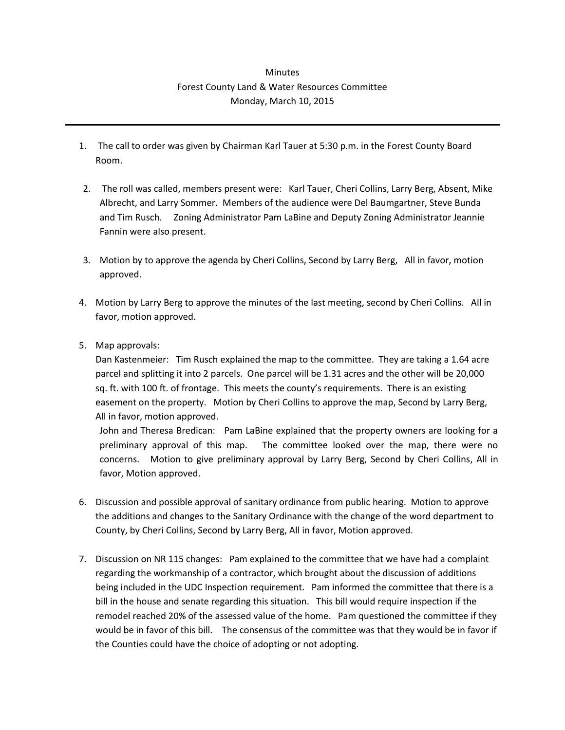Minutes
Forest County Land & Water Resources Committee
Monday, March 10, 2015

---

1. The call to order was given by Chairman Karl Tauer at 5:30 p.m. in the Forest County Board Room.

2. The roll was called, members present were: Karl Tauer, Cheri Collins, Larry Berg, Absent, Mike Albrecht, and Larry Sommer. Members of the audience were Del Baumgartner, Steve Bunda and Tim Rusch. Zoning Administrator Pam LaBine and Deputy Zoning Administrator Jeannie Fannin were also present.

3. Motion by to approve the agenda by Cheri Collins, Second by Larry Berg, All in favor, motion approved.

4. Motion by Larry Berg to approve the minutes of the last meeting, second by Cheri Collins. All in favor, motion approved.

5. Map approvals:
   Dan Kastenmeier: Tim Rusch explained the map to the committee. They are taking a 1.64 acre parcel and splitting it into 2 parcels. One parcel will be 1.31 acres and the other will be 20,000 sq. ft. with 100 ft. of frontage. This meets the county's requirements. There is an existing easement on the property. Motion by Cheri Collins to approve the map, Second by Larry Berg, All in favor, motion approved.
   John and Theresa Bredican: Pam LaBine explained that the property owners are looking for a preliminary approval of this map. The committee looked over the map, there were no concerns. Motion to give preliminary approval by Larry Berg, Second by Cheri Collins, All in favor, Motion approved.

6. Discussion and possible approval of sanitary ordinance from public hearing. Motion to approve the additions and changes to the Sanitary Ordinance with the change of the word department to County, by Cheri Collins, Second by Larry Berg, All in favor, Motion approved.

7. Discussion on NR 115 changes: Pam explained to the committee that we have had a complaint regarding the workmanship of a contractor, which brought about the discussion of additions being included in the UDC Inspection requirement. Pam informed the committee that there is a bill in the house and senate regarding this situation. This bill would require inspection if the remodel reached 20% of the assessed value of the home. Pam questioned the committee if they would be in favor of this bill. The consensus of the committee was that they would be in favor if the Counties could have the choice of adopting or not adopting.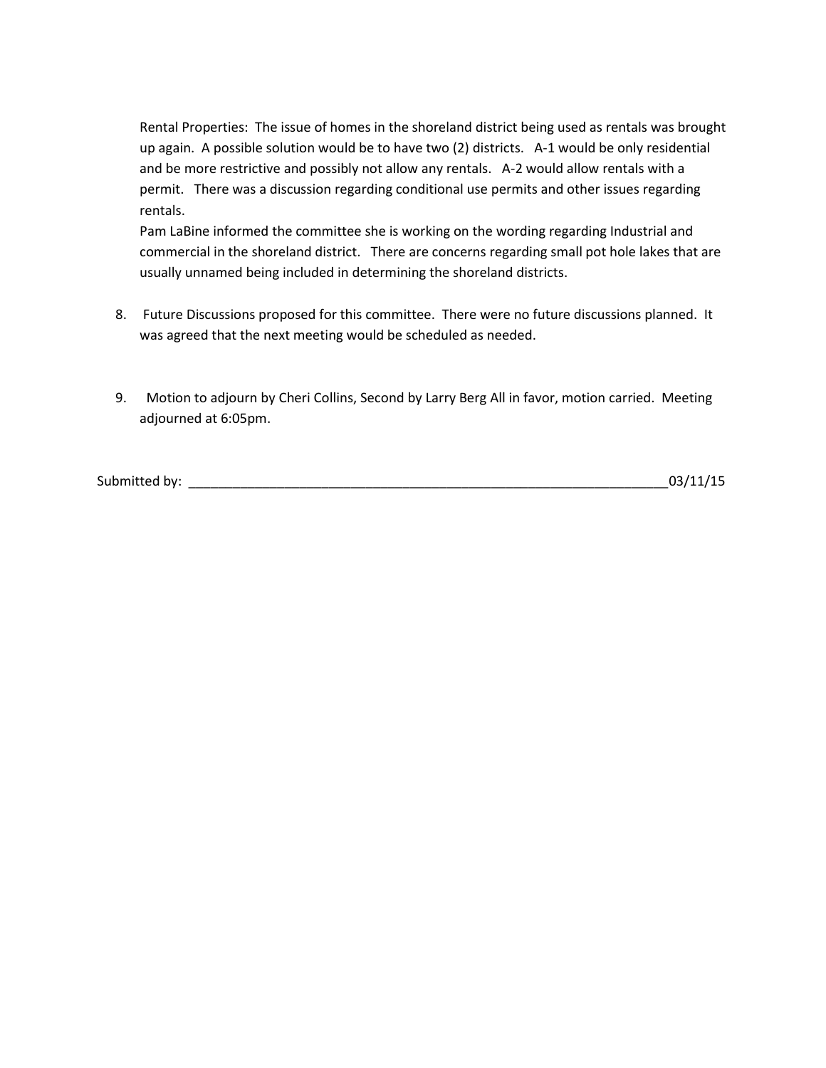Rental Properties: The issue of homes in the shoreland district being used as rentals was brought up again. A possible solution would be to have two (2) districts. A-1 would be only residential and be more restrictive and possibly not allow any rentals. A-2 would allow rentals with a permit. There was a discussion regarding conditional use permits and other issues regarding rentals.

Pam LaBine informed the committee she is working on the wording regarding Industrial and commercial in the shoreland district. There are concerns regarding small pot hole lakes that are usually unnamed being included in determining the shoreland districts.

8. Future Discussions proposed for this committee. There were no future discussions planned. It was agreed that the next meeting would be scheduled as needed.

9. Motion to adjourn by Cheri Collins, Second by Larry Berg All in favor, motion carried. Meeting adjourned at 6:05pm.

Submitted by: ____________________________________________________________________03/11/15